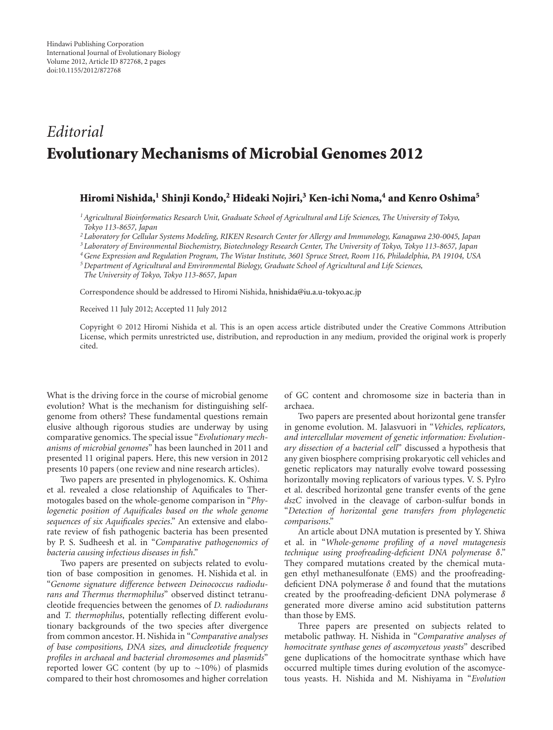*Editorial*

# Evolutionary Mechanisms of Microbial Genomes 2012

**Hiromi Nishida,[1] Shinji Kondo,[2] Hideaki Nojiri,[3] Ken-ichi Noma,[4] and Kenro Oshima[5]**

[1] *Agricultural Bioinformatics Research Unit, Graduate School of Agricultural and Life Sciences, The University of Tokyo, Tokyo 113-8657, Japan*

[2] *Laboratory for Cellular Systems Modeling, RIKEN Research Center for Allergy and Immunology, Kanagawa 230-0045, Japan*

[3] *Laboratory of Environmental Biochemistry, Biotechnology Research Center, The University of Tokyo, Tokyo 113-8657, Japan*

[4] *Gene Expression and Regulation Program, The Wistar Institute, 3601 Spruce Street, Room 116, Philadelphia, PA 19104, USA*

[5] *Department of Agricultural and Environmental Biology, Graduate School of Agricultural and Life Sciences, The University of Tokyo, Tokyo 113-8657, Japan*

Correspondence should be addressed to Hiromi Nishida, hnishida@iu.a.u-tokyo.ac.jp

Received 11 July 2012; Accepted 11 July 2012

Copyright © 2012 Hiromi Nishida et al. This is an open access article distributed under the Creative Commons Attribution License, which permits unrestricted use, distribution, and reproduction in any medium, provided the original work is properly cited.

What is the driving force in the course of microbial genome evolution? What is the mechanism for distinguishing self-genome from others? These fundamental questions remain elusive although rigorous studies are underway by using comparative genomics. The special issue "*Evolutionary mechanisms of microbial genomes*" has been launched in 2011 and presented 11 original papers. Here, this new version in 2012 presents 10 papers (one review and nine research articles).

Two papers are presented in phylogenomics. K. Oshima et al. revealed a close relationship of Aquificales to Thermotogales based on the whole-genome comparison in "*Phylogenetic position of Aquificales based on the whole genome sequences of six Aquificales species*." An extensive and elaborate review of fish pathogenic bacteria has been presented by P. S. Sudheesh et al. in "*Comparative pathogenomics of bacteria causing infectious diseases in fish*."

Two papers are presented on subjects related to evolution of base composition in genomes. H. Nishida et al. in "*Genome signature difference between Deinococcus radiodurans and Thermus thermophilus*" observed distinct tetranucleotide frequencies between the genomes of *D. radiodurans* and *T. thermophilus*, potentially reflecting different evolutionary backgrounds of the two species after divergence from common ancestor. H. Nishida in "*Comparative analyses of base compositions, DNA sizes, and dinucleotide frequency profiles in archaeal and bacterial chromosomes and plasmids*" reported lower GC content (by up to ~10%) of plasmids compared to their host chromosomes and higher correlation of GC content and chromosome size in bacteria than in archaea.

Two papers are presented about horizontal gene transfer in genome evolution. M. Jalasvuori in "*Vehicles, replicators, and intercellular movement of genetic information: Evolutionary dissection of a bacterial cell*" discussed a hypothesis that any given biosphere comprising prokaryotic cell vehicles and genetic replicators may naturally evolve toward possessing horizontally moving replicators of various types. V. S. Pylro et al. described horizontal gene transfer events of the gene *dszC* involved in the cleavage of carbon-sulfur bonds in "*Detection of horizontal gene transfers from phylogenetic comparisons*."

An article about DNA mutation is presented by Y. Shiwa et al. in "*Whole-genome profiling of a novel mutagenesis technique using proofreading-deficient DNA polymerase δ*." They compared mutations created by the chemical mutagen ethyl methanesulfonate (EMS) and the proofreading-deficient DNA polymerase $\delta$ and found that the mutations created by the proofreading-deficient DNA polymerase $\delta$ generated more diverse amino acid substitution patterns than those by EMS.

Three papers are presented on subjects related to metabolic pathway. H. Nishida in "*Comparative analyses of homocitrate synthase genes of ascomycetous yeasts*" described gene duplications of the homocitrate synthase which have occurred multiple times during evolution of the ascomycetous yeasts. H. Nishida and M. Nishiyama in "*Evolution*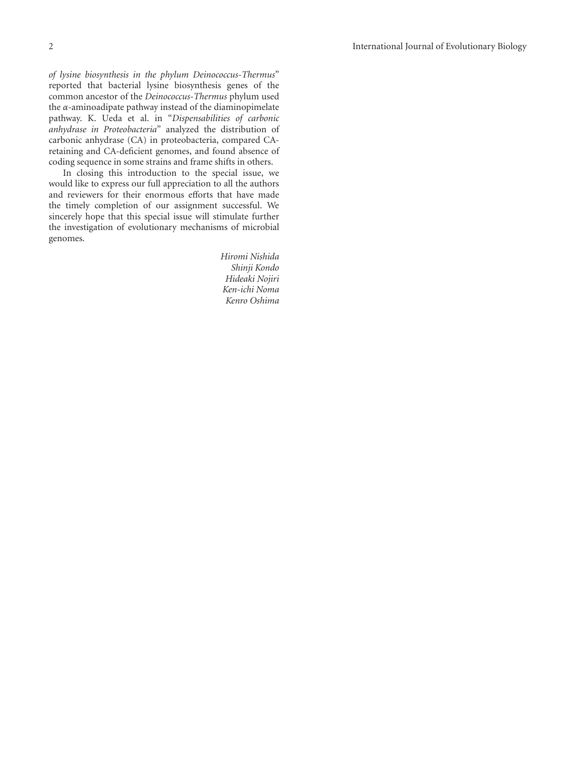*of lysine biosynthesis in the phylum Deinococcus-Thermus*" reported that bacterial lysine biosynthesis genes of the common ancestor of the *Deinococcus-Thermus* phylum used the $\alpha$-aminoadipate pathway instead of the diaminopimelate pathway. K. Ueda et al. in "*Dispensabilities of carbonic anhydrase in Proteobacteria*" analyzed the distribution of carbonic anhydrase (CA) in proteobacteria, compared CA-retaining and CA-deficient genomes, and found absence of coding sequence in some strains and frame shifts in others.

In closing this introduction to the special issue, we would like to express our full appreciation to all the authors and reviewers for their enormous efforts that have made the timely completion of our assignment successful. We sincerely hope that this special issue will stimulate further the investigation of evolutionary mechanisms of microbial genomes.

*Hiromi Nishida*
*Shinji Kondo*
*Hideaki Nojiri*
*Ken-ichi Noma*
*Kenro Oshima*